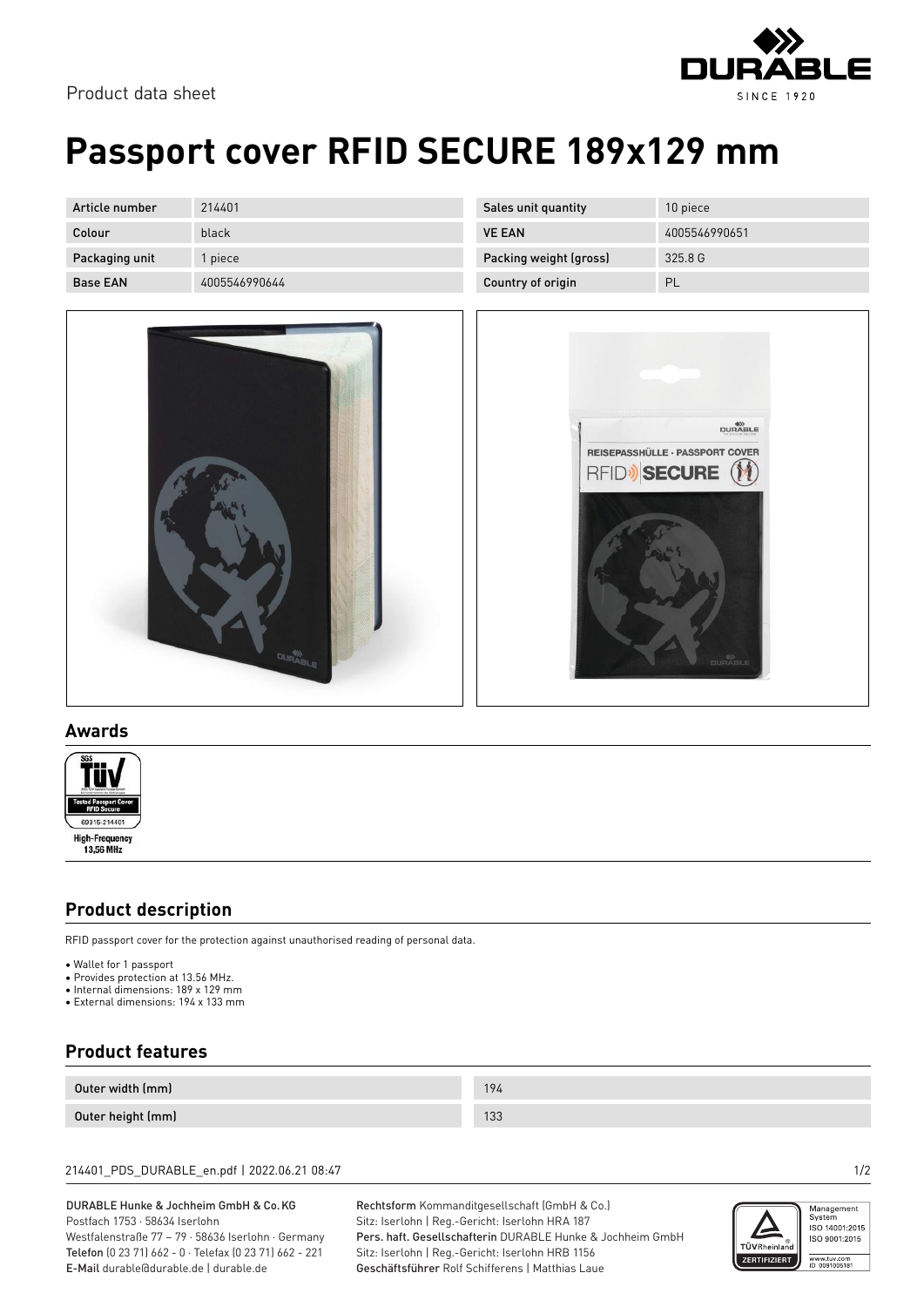Product data sheet

# Passport cover RFID SECURE 189x129 mm

| | | | |
|---|---|---|---|
| Article number | 214401 | Sales unit quantity | 10 piece |
| Colour | black | VE EAN | 4005546990651 |
| Packaging unit | 1 piece | Packing weight (gross) | 325.8 G |
| Base EAN | 4005546990644 | Country of origin | PL |

## Awards

High-Frequency
13,56 MHz

## Product description

RFID passport cover for the protection against unauthorised reading of personal data.

- Wallet for 1 passport
- Provides protection at 13.56 MHz.
- Internal dimensions: 189 x 129 mm
- External dimensions: 194 x 133 mm

## Product features

| | |
|---|---|
| Outer width (mm) | 194 |
| Outer height (mm) | 133 |

214401_PDS_DURABLE_en.pdf | 2022.06.21 08:47

DURABLE Hunke & Jochheim GmbH & Co. KG
Postfach 1753 · 58634 Iserlohn
Westfalenstraße 77 – 79 · 58636 Iserlohn · Germany
Telefon (0 23 71) 662 - 0 · Telefax (0 23 71) 662 - 221
E-Mail durable@durable.de | durable.de

Rechtsform Kommanditgesellschaft (GmbH & Co.)
Sitz: Iserlohn | Reg.-Gericht: Iserlohn HRA 187
Pers. haft. Gesellschafterin DURABLE Hunke & Jochheim GmbH
Sitz: Iserlohn | Reg.-Gericht: Iserlohn HRB 1156
Geschäftsführer Rolf Schifferens | Matthias Laue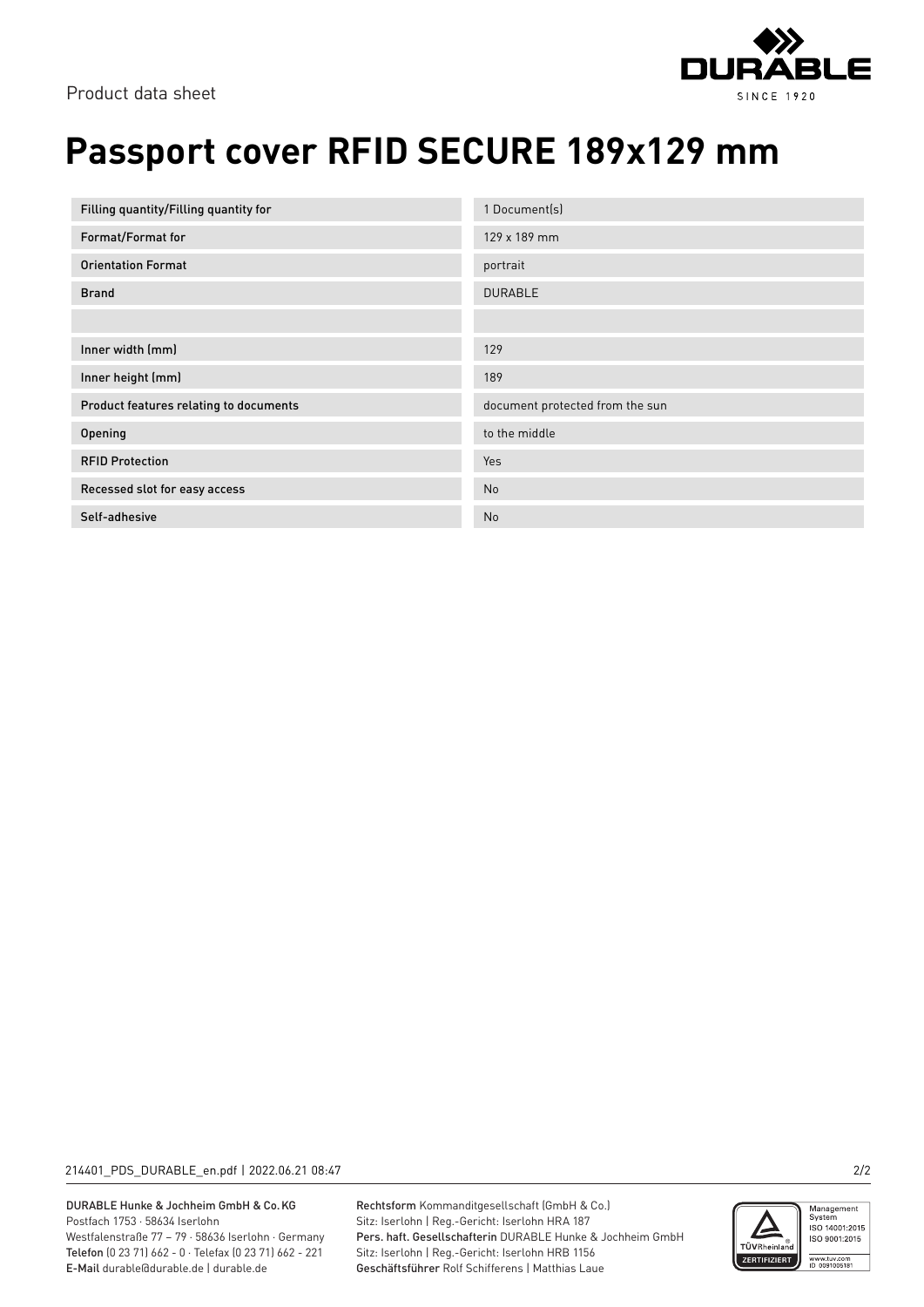Product data sheet

# Passport cover RFID SECURE 189x129 mm

| | |
|---|---|
| Filling quantity/Filling quantity for | 1 Document(s) |
| Format/Format for | 129 x 189 mm |
| Orientation Format | portrait |
| Brand | DURABLE |
| | |
| Inner width (mm) | 129 |
| Inner height (mm) | 189 |
| Product features relating to documents | document protected from the sun |
| Opening | to the middle |
| RFID Protection | Yes |
| Recessed slot for easy access | No |
| Self-adhesive | No |

214401_PDS_DURABLE_en.pdf | 2022.06.21 08:47

DURABLE Hunke & Jochheim GmbH & Co.KG
Postfach 1753 · 58634 Iserlohn
Westfalenstraße 77 – 79 · 58636 Iserlohn · Germany
Telefon (0 23 71) 662 - 0 · Telefax (0 23 71) 662 - 221
E-Mail durable@durable.de | durable.de

Rechtsform Kommanditgesellschaft (GmbH & Co.)
Sitz: Iserlohn | Reg.-Gericht: Iserlohn HRA 187
Pers. haft. Gesellschafterin DURABLE Hunke & Jochheim GmbH
Sitz: Iserlohn | Reg.-Gericht: Iserlohn HRB 1156
Geschäftsführer Rolf Schifferens | Matthias Laue